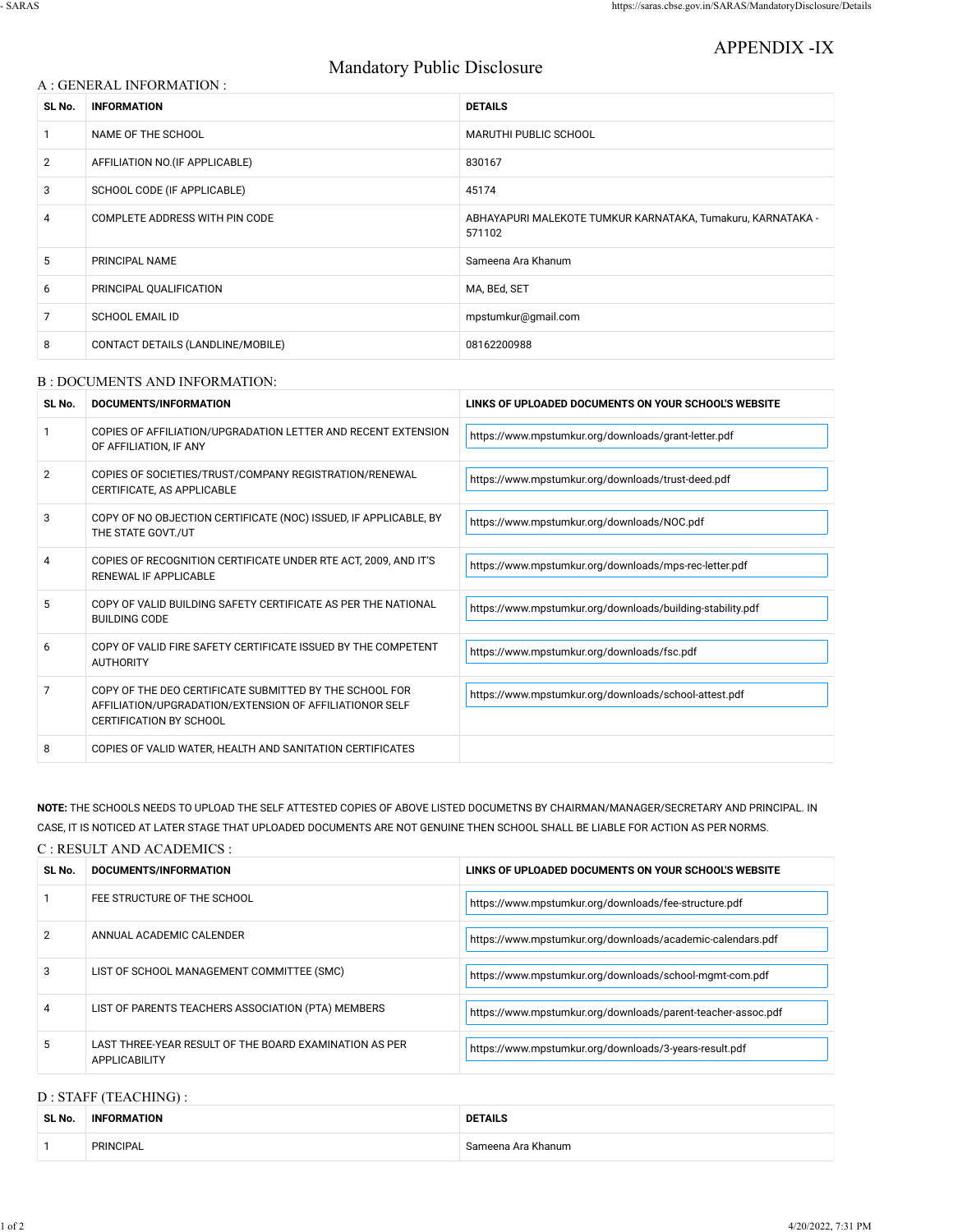APPENDIX -IX

# Mandatory Public Disclosure

## A : GENERAL INFORMATION :

| SL No. | INFORMATION | DETAILS |
|---|---|---|
| 1 | NAME OF THE SCHOOL | MARUTHI PUBLIC SCHOOL |
| 2 | AFFILIATION NO.(IF APPLICABLE) | 830167 |
| 3 | SCHOOL CODE (IF APPLICABLE) | 45174 |
| 4 | COMPLETE ADDRESS WITH PIN CODE | ABHAYAPURI MALEKOTE TUMKUR KARNATAKA, Tumakuru, KARNATAKA - 571102 |
| 5 | PRINCIPAL NAME | Sameena Ara Khanum |
| 6 | PRINCIPAL QUALIFICATION | MA, BEd, SET |
| 7 | SCHOOL EMAIL ID | mpstumkur@gmail.com |
| 8 | CONTACT DETAILS (LANDLINE/MOBILE) | 08162200988 |

## B : DOCUMENTS AND INFORMATION:

| SL No. | DOCUMENTS/INFORMATION | LINKS OF UPLOADED DOCUMENTS ON YOUR SCHOOL'S WEBSITE |
|---|---|---|
| 1 | COPIES OF AFFILIATION/UPGRADATION LETTER AND RECENT EXTENSION OF AFFILIATION, IF ANY | https://www.mpstumkur.org/downloads/grant-letter.pdf |
| 2 | COPIES OF SOCIETIES/TRUST/COMPANY REGISTRATION/RENEWAL CERTIFICATE, AS APPLICABLE | https://www.mpstumkur.org/downloads/trust-deed.pdf |
| 3 | COPY OF NO OBJECTION CERTIFICATE (NOC) ISSUED, IF APPLICABLE, BY THE STATE GOVT./UT | https://www.mpstumkur.org/downloads/NOC.pdf |
| 4 | COPIES OF RECOGNITION CERTIFICATE UNDER RTE ACT, 2009, AND IT'S RENEWAL IF APPLICABLE | https://www.mpstumkur.org/downloads/mps-rec-letter.pdf |
| 5 | COPY OF VALID BUILDING SAFETY CERTIFICATE AS PER THE NATIONAL BUILDING CODE | https://www.mpstumkur.org/downloads/building-stability.pdf |
| 6 | COPY OF VALID FIRE SAFETY CERTIFICATE ISSUED BY THE COMPETENT AUTHORITY | https://www.mpstumkur.org/downloads/fsc.pdf |
| 7 | COPY OF THE DEO CERTIFICATE SUBMITTED BY THE SCHOOL FOR AFFILIATION/UPGRADATION/EXTENSION OF AFFILIATIONOR SELF CERTIFICATION BY SCHOOL | https://www.mpstumkur.org/downloads/school-attest.pdf |
| 8 | COPIES OF VALID WATER, HEALTH AND SANITATION CERTIFICATES | |

**NOTE:** THE SCHOOLS NEEDS TO UPLOAD THE SELF ATTESTED COPIES OF ABOVE LISTED DOCUMETNS BY CHAIRMAN/MANAGER/SECRETARY AND PRINCIPAL. IN CASE, IT IS NOTICED AT LATER STAGE THAT UPLOADED DOCUMENTS ARE NOT GENUINE THEN SCHOOL SHALL BE LIABLE FOR ACTION AS PER NORMS.

## C : RESULT AND ACADEMICS :

| SL No. | DOCUMENTS/INFORMATION | LINKS OF UPLOADED DOCUMENTS ON YOUR SCHOOL'S WEBSITE |
|---|---|---|
| 1 | FEE STRUCTURE OF THE SCHOOL | https://www.mpstumkur.org/downloads/fee-structure.pdf |
| 2 | ANNUAL ACADEMIC CALENDER | https://www.mpstumkur.org/downloads/academic-calendars.pdf |
| 3 | LIST OF SCHOOL MANAGEMENT COMMITTEE (SMC) | https://www.mpstumkur.org/downloads/school-mgmt-com.pdf |
| 4 | LIST OF PARENTS TEACHERS ASSOCIATION (PTA) MEMBERS | https://www.mpstumkur.org/downloads/parent-teacher-assoc.pdf |
| 5 | LAST THREE-YEAR RESULT OF THE BOARD EXAMINATION AS PER APPLICABILITY | https://www.mpstumkur.org/downloads/3-years-result.pdf |

## D : STAFF (TEACHING) :

| SL No. | INFORMATION | DETAILS |
|---|---|---|
| 1 | PRINCIPAL | Sameena Ara Khanum |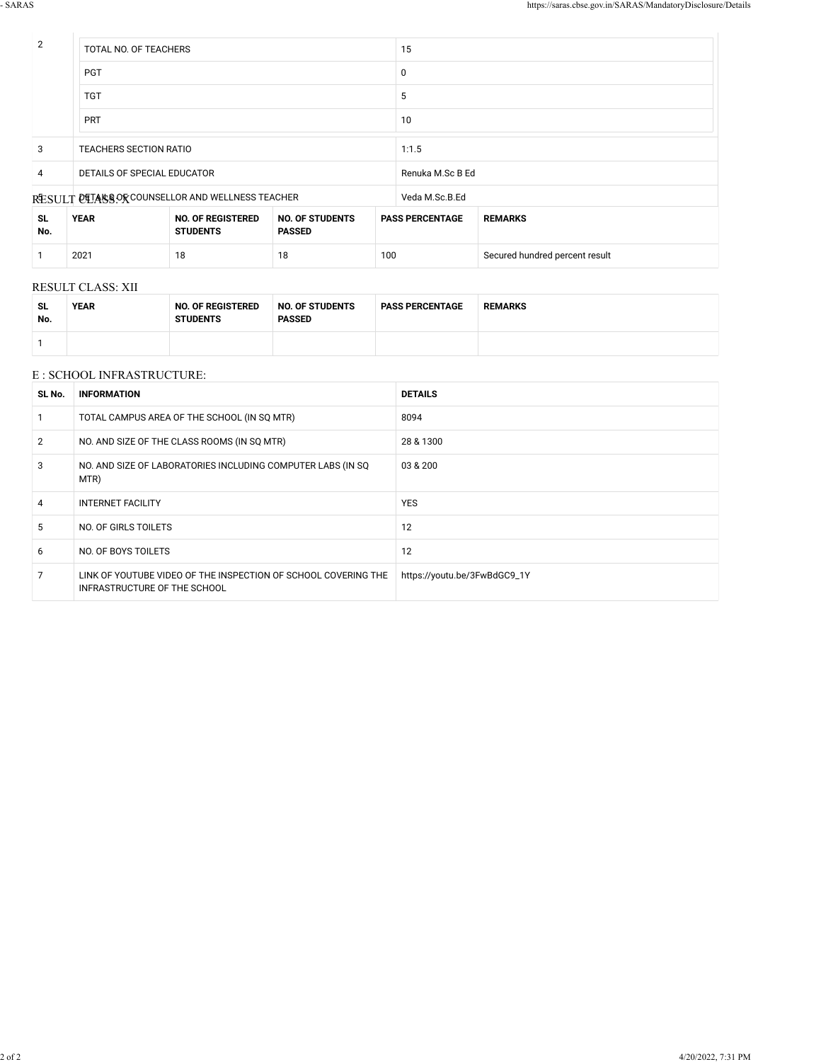| | | |
|---|---|---|
| 2 | TOTAL NO. OF TEACHERS | 15 |
| | PGT | 0 |
| | TGT | 5 |
| | PRT | 10 |
| 3 | TEACHERS SECTION RATIO | 1:1.5 |
| 4 | DETAILS OF SPECIAL EDUCATOR | Renuka M.Sc B Ed |
| 5 | DETAILS OF COUNSELLOR AND WELLNESS TEACHER | Veda M.Sc.B.Ed |

RESULT CLASS: X

| SL No. | YEAR | NO. OF REGISTERED STUDENTS | NO. OF STUDENTS PASSED | PASS PERCENTAGE | REMARKS |
|---|---|---|---|---|---|
| 1 | 2021 | 18 | 18 | 100 | Secured hundred percent result |

RESULT CLASS: XII

| SL No. | YEAR | NO. OF REGISTERED STUDENTS | NO. OF STUDENTS PASSED | PASS PERCENTAGE | REMARKS |
|---|---|---|---|---|---|
| 1 | | | | | |

E : SCHOOL INFRASTRUCTURE:

| SL No. | INFORMATION | DETAILS |
|---|---|---|
| 1 | TOTAL CAMPUS AREA OF THE SCHOOL (IN SQ MTR) | 8094 |
| 2 | NO. AND SIZE OF THE CLASS ROOMS (IN SQ MTR) | 28 & 1300 |
| 3 | NO. AND SIZE OF LABORATORIES INCLUDING COMPUTER LABS (IN SQ MTR) | 03 & 200 |
| 4 | INTERNET FACILITY | YES |
| 5 | NO. OF GIRLS TOILETS | 12 |
| 6 | NO. OF BOYS TOILETS | 12 |
| 7 | LINK OF YOUTUBE VIDEO OF THE INSPECTION OF SCHOOL COVERING THE INFRASTRUCTURE OF THE SCHOOL | https://youtu.be/3FwBdGC9_1Y |